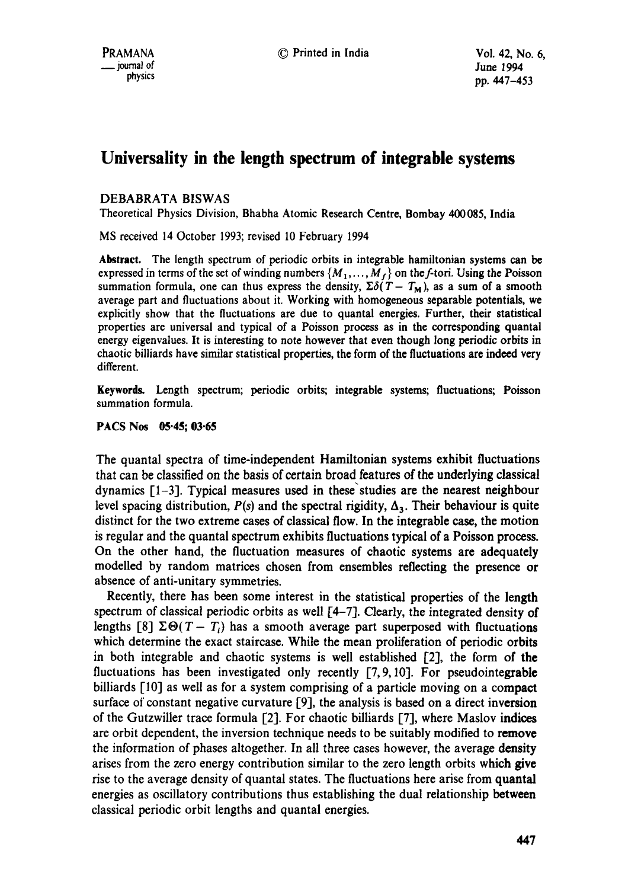# Universality in the length spectrum of integrable systems

DEBABRATA BISWAS

Theoretical Physics Division, Bhabha Atomic Research Centre, Bombay 400085, India

MS received 14 October 1993; revised 10 February 1994

**Abstract.** The length spectrum of periodic orbits in integrable hamiltonian systems can be expressed in terms of the set of winding numbers $\{M_1, \ldots, M_f\}$ on the $f$-tori. Using the Poisson summation formula, one can thus express the density, $\Sigma\delta(T - T_{\mathbf{M}})$, as a sum of a smooth average part and fluctuations about it. Working with homogeneous separable potentials, we explicitly show that the fluctuations are due to quantal energies. Further, their statistical properties are universal and typical of a Poisson process as in the corresponding quantal energy eigenvalues. It is interesting to note however that even though long periodic orbits in chaotic billiards have similar statistical properties, the form of the fluctuations are indeed very different.

**Keywords.** Length spectrum; periodic orbits; integrable systems; fluctuations; Poisson summation formula.

**PACS Nos** 05·45; 03·65

The quantal spectra of time-independent Hamiltonian systems exhibit fluctuations that can be classified on the basis of certain broad features of the underlying classical dynamics [1–3]. Typical measures used in these studies are the nearest neighbour level spacing distribution, $P(s)$ and the spectral rigidity, $\Delta_3$. Their behaviour is quite distinct for the two extreme cases of classical flow. In the integrable case, the motion is regular and the quantal spectrum exhibits fluctuations typical of a Poisson process. On the other hand, the fluctuation measures of chaotic systems are adequately modelled by random matrices chosen from ensembles reflecting the presence or absence of anti-unitary symmetries.

Recently, there has been some interest in the statistical properties of the length spectrum of classical periodic orbits as well [4–7]. Clearly, the integrated density of lengths [8] $\Sigma\Theta(T - T_i)$ has a smooth average part superposed with fluctuations which determine the exact staircase. While the mean proliferation of periodic orbits in both integrable and chaotic systems is well established [2], the form of the fluctuations has been investigated only recently [7, 9, 10]. For pseudointegrable billiards [10] as well as for a system comprising of a particle moving on a compact surface of constant negative curvature [9], the analysis is based on a direct inversion of the Gutzwiller trace formula [2]. For chaotic billiards [7], where Maslov indices are orbit dependent, the inversion technique needs to be suitably modified to remove the information of phases altogether. In all three cases however, the average density arises from the zero energy contribution similar to the zero length orbits which give rise to the average density of quantal states. The fluctuations here arise from quantal energies as oscillatory contributions thus establishing the dual relationship between classical periodic orbit lengths and quantal energies.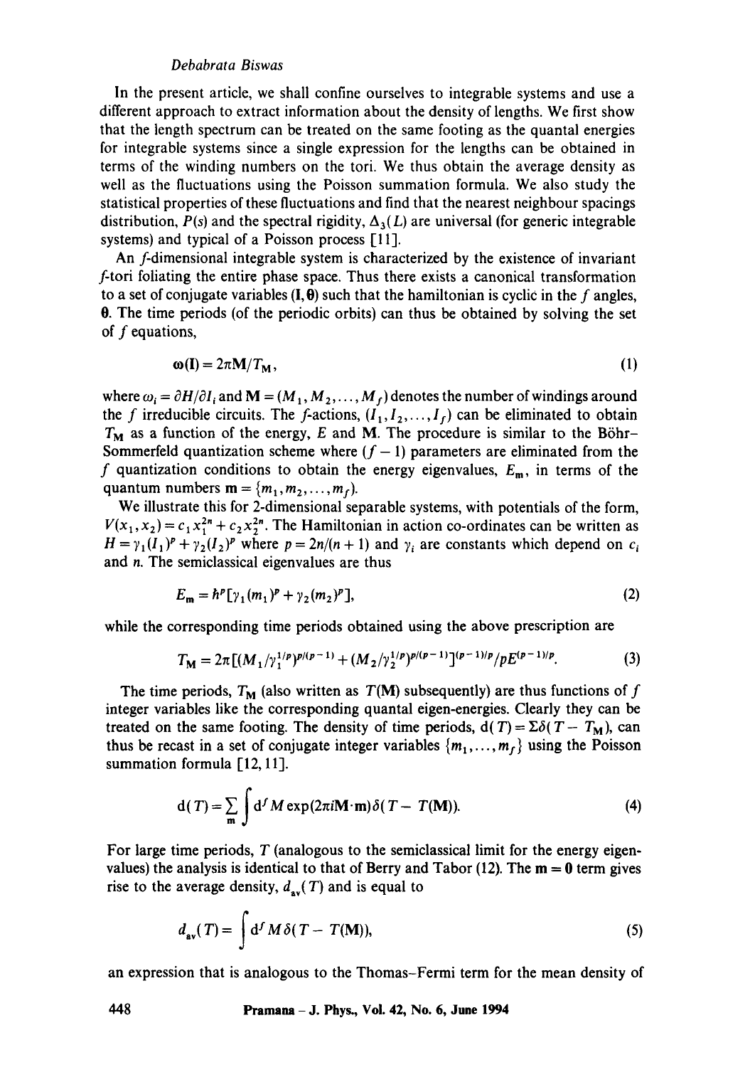In the present article, we shall confine ourselves to integrable systems and use a different approach to extract information about the density of lengths. We first show that the length spectrum can be treated on the same footing as the quantal energies for integrable systems since a single expression for the lengths can be obtained in terms of the winding numbers on the tori. We thus obtain the average density as well as the fluctuations using the Poisson summation formula. We also study the statistical properties of these fluctuations and find that the nearest neighbour spacings distribution, $P(s)$ and the spectral rigidity, $\Delta_3(L)$ are universal (for generic integrable systems) and typical of a Poisson process [11].

An $f$-dimensional integrable system is characterized by the existence of invariant $f$-tori foliating the entire phase space. Thus there exists a canonical transformation to a set of conjugate variables $(\mathbf{I}, \boldsymbol{\theta})$ such that the hamiltonian is cyclic in the $f$ angles, $\boldsymbol{\theta}$. The time periods (of the periodic orbits) can thus be obtained by solving the set of $f$ equations,

$$\boldsymbol{\omega}(\mathbf{I}) = 2\pi \mathbf{M}/T_{\mathbf{M}}, \tag{1}$$

where $\omega_i = \partial H/\partial I_i$ and $\mathbf{M} = (M_1, M_2, \ldots, M_f)$ denotes the number of windings around the $f$ irreducible circuits. The $f$-actions, $(I_1, I_2, \ldots, I_f)$ can be eliminated to obtain $T_{\mathbf{M}}$ as a function of the energy, $E$ and $\mathbf{M}$. The procedure is similar to the Böhr-Sommerfeld quantization scheme where $(f-1)$ parameters are eliminated from the $f$ quantization conditions to obtain the energy eigenvalues, $E_{\mathbf{m}}$, in terms of the quantum numbers $\mathbf{m} = \{m_1, m_2, \ldots, m_f\}$.

We illustrate this for 2-dimensional separable systems, with potentials of the form, $V(x_1, x_2) = c_1 x_1^{2n} + c_2 x_2^{2n}$. The Hamiltonian in action co-ordinates can be written as $H = \gamma_1 (I_1)^p + \gamma_2 (I_2)^p$ where $p = 2n/(n+1)$ and $\gamma_i$ are constants which depend on $c_i$ and $n$. The semiclassical eigenvalues are thus

$$E_{\mathbf{m}} = \hbar^p [\gamma_1 (m_1)^p + \gamma_2 (m_2)^p], \tag{2}$$

while the corresponding time periods obtained using the above prescription are

$$T_{\mathbf{M}} = 2\pi [(M_1/\gamma_1^{1/p})^{p/(p-1)} + (M_2/\gamma_2^{1/p})^{p/(p-1)}]^{(p-1)/p} / p E^{(p-1)/p}. \tag{3}$$

The time periods, $T_{\mathbf{M}}$ (also written as $T(\mathbf{M})$ subsequently) are thus functions of $f$ integer variables like the corresponding quantal eigen-energies. Clearly they can be treated on the same footing. The density of time periods, $\mathrm{d}(T) = \Sigma \delta(T - T_{\mathbf{M}})$, can thus be recast in a set of conjugate integer variables $\{m_1, \ldots, m_f\}$ using the Poisson summation formula [12, 11].

$$\mathrm{d}(T) = \sum_{\mathbf{m}} \int \mathrm{d}^f M \exp(2\pi i \mathbf{M} \cdot \mathbf{m}) \delta(T - T(\mathbf{M})). \tag{4}$$

For large time periods, $T$ (analogous to the semiclassical limit for the energy eigenvalues) the analysis is identical to that of Berry and Tabor (12). The $\mathbf{m} = \mathbf{0}$ term gives rise to the average density, $d_{\mathrm{av}}(T)$ and is equal to

$$d_{\mathrm{av}}(T) = \int \mathrm{d}^f M \, \delta(T - T(\mathbf{M})), \tag{5}$$

an expression that is analogous to the Thomas-Fermi term for the mean density of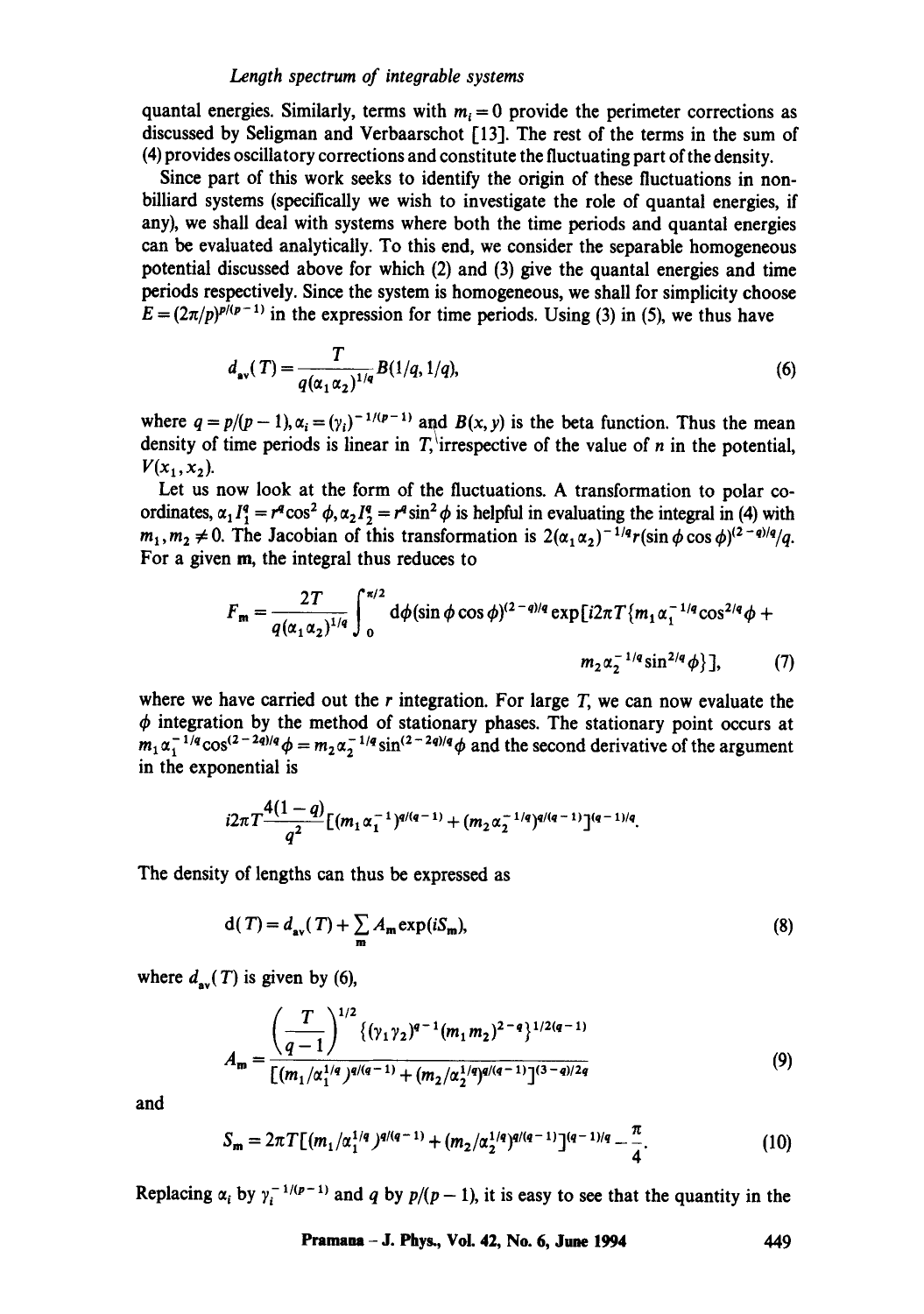quantal energies. Similarly, terms with $m_i = 0$ provide the perimeter corrections as discussed by Seligman and Verbaarschot [13]. The rest of the terms in the sum of (4) provides oscillatory corrections and constitute the fluctuating part of the density.

Since part of this work seeks to identify the origin of these fluctuations in non-billiard systems (specifically we wish to investigate the role of quantal energies, if any), we shall deal with systems where both the time periods and quantal energies can be evaluated analytically. To this end, we consider the separable homogeneous potential discussed above for which (2) and (3) give the quantal energies and time periods respectively. Since the system is homogeneous, we shall for simplicity choose $E = (2\pi/p)^{p/(p-1)}$ in the expression for time periods. Using (3) in (5), we thus have

$$d_{\text{av}}(T) = \frac{T}{q(\alpha_1 \alpha_2)^{1/q}} B(1/q, 1/q), \tag{6}$$

where $q = p/(p-1), \alpha_i = (\gamma_i)^{-1/(p-1)}$ and $B(x,y)$ is the beta function. Thus the mean density of time periods is linear in $T$, irrespective of the value of $n$ in the potential, $V(x_1, x_2)$.

Let us now look at the form of the fluctuations. A transformation to polar co-ordinates, $\alpha_1 I_1^q = r^q \cos^2\phi, \alpha_2 I_2^q = r^q \sin^2\phi$ is helpful in evaluating the integral in (4) with $m_1, m_2 \neq 0$. The Jacobian of this transformation is $2(\alpha_1\alpha_2)^{-1/q} r(\sin\phi\cos\phi)^{(2-q)/q}/q$. For a given $\mathbf{m}$, the integral thus reduces to

$$F_{\mathbf{m}} = \frac{2T}{q(\alpha_1\alpha_2)^{1/q}} \int_0^{\pi/2} \mathrm{d}\phi (\sin\phi\cos\phi)^{(2-q)/q} \exp[i2\pi T\{m_1\alpha_1^{-1/q}\cos^{2/q}\phi + m_2\alpha_2^{-1/q}\sin^{2/q}\phi\}], \tag{7}$$

where we have carried out the $r$ integration. For large $T$, we can now evaluate the $\phi$ integration by the method of stationary phases. The stationary point occurs at $m_1\alpha_1^{-1/q}\cos^{(2-2q)/q}\phi = m_2\alpha_2^{-1/q}\sin^{(2-2q)/q}\phi$ and the second derivative of the argument in the exponential is

$$i2\pi T \frac{4(1-q)}{q^2}[(m_1\alpha_1^{-1})^{q/(q-1)} + (m_2\alpha_2^{-1/q})^{q/(q-1)}]^{(q-1)/q}.$$

The density of lengths can thus be expressed as

$$\mathrm{d}(T) = d_{\text{av}}(T) + \sum_{\mathbf{m}} A_{\mathbf{m}} \exp(iS_{\mathbf{m}}), \tag{8}$$

where $d_{\text{av}}(T)$ is given by (6),

$$A_{\mathbf{m}} = \frac{\left(\frac{T}{q-1}\right)^{1/2} \{(\gamma_1\gamma_2)^{q-1}(m_1m_2)^{2-q}\}^{1/2(q-1)}}{[(m_1/\alpha_1^{1/q})^{q/(q-1)} + (m_2/\alpha_2^{1/q})^{q/(q-1)}]^{(3-q)/2q}} \tag{9}$$

and

$$S_{\mathbf{m}} = 2\pi T[(m_1/\alpha_1^{1/q})^{q/(q-1)} + (m_2/\alpha_2^{1/q})^{q/(q-1)}]^{(q-1)/q} - \frac{\pi}{4}. \tag{10}$$

Replacing $\alpha_i$ by $\gamma_i^{-1/(p-1)}$ and $q$ by $p/(p-1)$, it is easy to see that the quantity in the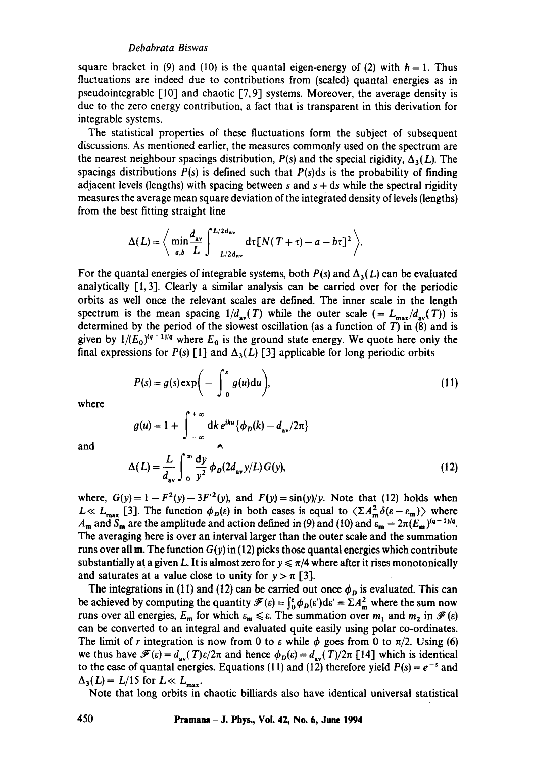square bracket in (9) and (10) is the quantal eigen-energy of (2) with $\hbar = 1$. Thus fluctuations are indeed due to contributions from (scaled) quantal energies as in pseudointegrable [10] and chaotic [7,9] systems. Moreover, the average density is due to the zero energy contribution, a fact that is transparent in this derivation for integrable systems.

The statistical properties of these fluctuations form the subject of subsequent discussions. As mentioned earlier, the measures commonly used on the spectrum are the nearest neighbour spacings distribution, $P(s)$ and the special rigidity, $\Delta_3(L)$. The spacings distributions $P(s)$ is defined such that $P(s)\mathrm{d}s$ is the probability of finding adjacent levels (lengths) with spacing between $s$ and $s + \mathrm{d}s$ while the spectral rigidity measures the average mean square deviation of the integrated density of levels (lengths) from the best fitting straight line

$$\Delta(L) = \left\langle \min_{a,b} \frac{d_{\mathrm{av}}}{L} \int_{-L/2d_{\mathrm{av}}}^{L/2d_{\mathrm{av}}} \mathrm{d}\tau [N(T+\tau) - a - b\tau]^2 \right\rangle.$$

For the quantal energies of integrable systems, both $P(s)$ and $\Delta_3(L)$ can be evaluated analytically [1, 3]. Clearly a similar analysis can be carried over for the periodic orbits as well once the relevant scales are defined. The inner scale in the length spectrum is the mean spacing $1/d_{\mathrm{av}}(T)$ while the outer scale $(= L_{\max}/d_{\mathrm{av}}(T))$ is determined by the period of the slowest oscillation (as a function of $T$) in (8) and is given by $1/(E_0)^{(q-1)/q}$ where $E_0$ is the ground state energy. We quote here only the final expressions for $P(s)$ [1] and $\Delta_3(L)$ [3] applicable for long periodic orbits

$$P(s) = g(s)\exp\left(-\int_0^s g(u)\mathrm{d}u\right), \tag{11}$$

where

$$g(u) = 1 + \int_{-\infty}^{+\infty} \mathrm{d}k\, e^{iku}\{\phi_D(k) - d_{\mathrm{av}}/2\pi\}$$

and

$$\Delta(L) = \frac{L}{d_{\mathrm{av}}} \int_0^\infty \frac{\mathrm{d}y}{y^2} \phi_D(2d_{\mathrm{av}}y/L) G(y), \tag{12}$$

where, $G(y) = 1 - F^2(y) - 3F'^2(y)$, and $F(y) = \sin(y)/y$. Note that (12) holds when $L \ll L_{\max}$ [3]. The function $\phi_D(\varepsilon)$ in both cases is equal to $\langle \Sigma A_{\mathbf{m}}^2 \delta(\varepsilon - \varepsilon_{\mathbf{m}}) \rangle$ where $A_{\mathbf{m}}$ and $S_{\mathbf{m}}$ are the amplitude and action defined in (9) and (10) and $\varepsilon_{\mathbf{m}} = 2\pi(E_{\mathbf{m}})^{(q-1)/q}$. The averaging here is over an interval larger than the outer scale and the summation runs over all $\mathbf{m}$. The function $G(y)$ in (12) picks those quantal energies which contribute substantially at a given $L$. It is almost zero for $y \leqslant \pi/4$ where after it rises monotonically and saturates at a value close to unity for $y > \pi$ [3].

The integrations in (11) and (12) can be carried out once $\phi_D$ is evaluated. This can be achieved by computing the quantity $\mathscr{F}(\varepsilon) = \int_0^\varepsilon \phi_D(\varepsilon')\mathrm{d}\varepsilon' = \Sigma A_{\mathbf{m}}^2$ where the sum now runs over all energies, $E_{\mathbf{m}}$ for which $\varepsilon_{\mathbf{m}} \leqslant \varepsilon$. The summation over $m_1$ and $m_2$ in $\mathscr{F}(\varepsilon)$ can be converted to an integral and evaluated quite easily using polar co-ordinates. The limit of $r$ integration is now from 0 to $\varepsilon$ while $\phi$ goes from 0 to $\pi/2$. Using (6) we thus have $\mathscr{F}(\varepsilon) = d_{\mathrm{av}}(T)\varepsilon/2\pi$ and hence $\phi_D(\varepsilon) = d_{\mathrm{av}}(T)/2\pi$ [14] which is identical to the case of quantal energies. Equations (11) and (12) therefore yield $P(s) = e^{-s}$ and $\Delta_3(L) = L/15$ for $L \ll L_{\max}$.

Note that long orbits in chaotic billiards also have identical universal statistical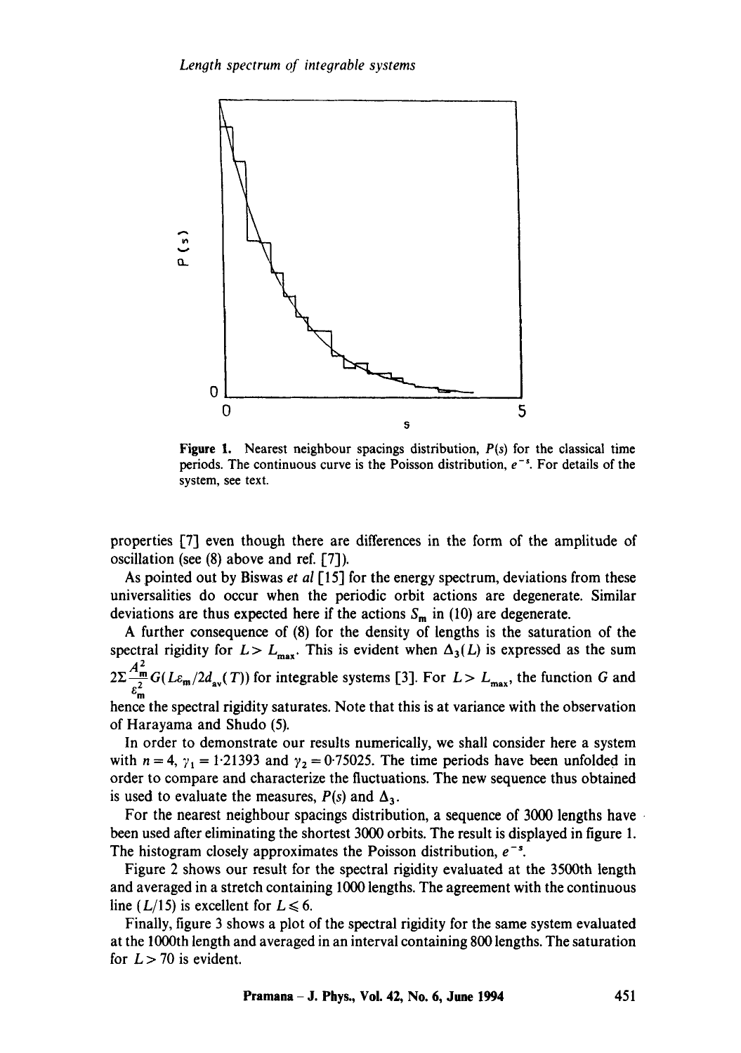Figure 1. Nearest neighbour spacings distribution, $P(s)$ for the classical time periods. The continuous curve is the Poisson distribution, $e^{-s}$. For details of the system, see text.

properties [7] even though there are differences in the form of the amplitude of oscillation (see (8) above and ref. [7]).

As pointed out by Biswas *et al* [15] for the energy spectrum, deviations from these universalities do occur when the periodic orbit actions are degenerate. Similar deviations are thus expected here if the actions $S_m$ in (10) are degenerate.

A further consequence of (8) for the density of lengths is the saturation of the spectral rigidity for $L > L_{max}$. This is evident when $\Delta_3(L)$ is expressed as the sum $2\Sigma \frac{A_m^2}{\varepsilon_m^2} G(L\varepsilon_m / 2d_{av}(T))$ for integrable systems [3]. For $L > L_{max}$, the function $G$ and hence the spectral rigidity saturates. Note that this is at variance with the observation of Harayama and Shudo (5).

In order to demonstrate our results numerically, we shall consider here a system with $n = 4$, $\gamma_1 = 1{\cdot}21393$ and $\gamma_2 = 0{\cdot}75025$. The time periods have been unfolded in order to compare and characterize the fluctuations. The new sequence thus obtained is used to evaluate the measures, $P(s)$ and $\Delta_3$.

For the nearest neighbour spacings distribution, a sequence of 3000 lengths have been used after eliminating the shortest 3000 orbits. The result is displayed in figure 1. The histogram closely approximates the Poisson distribution, $e^{-s}$.

Figure 2 shows our result for the spectral rigidity evaluated at the 3500th length and averaged in a stretch containing 1000 lengths. The agreement with the continuous line $(L/15)$ is excellent for $L \leqslant 6$.

Finally, figure 3 shows a plot of the spectral rigidity for the same system evaluated at the 1000th length and averaged in an interval containing 800 lengths. The saturation for $L > 70$ is evident.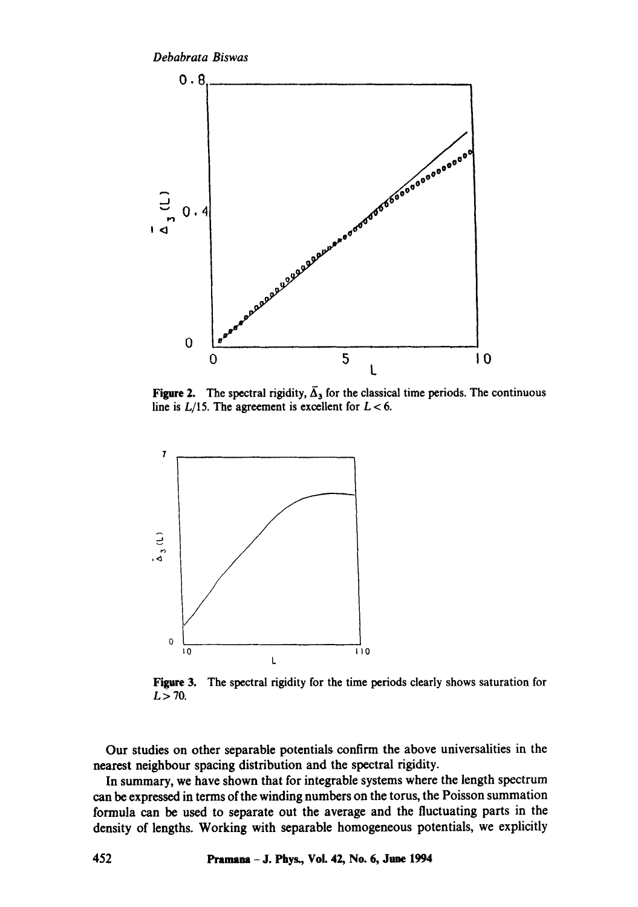Figure 2. The spectral rigidity, $\bar{\Delta}_3$ for the classical time periods. The continuous line is $L/15$. The agreement is excellent for $L < 6$.

Figure 3. The spectral rigidity for the time periods clearly shows saturation for $L > 70$.

Our studies on other separable potentials confirm the above universalities in the nearest neighbour spacing distribution and the spectral rigidity.

In summary, we have shown that for integrable systems where the length spectrum can be expressed in terms of the winding numbers on the torus, the Poisson summation formula can be used to separate out the average and the fluctuating parts in the density of lengths. Working with separable homogeneous potentials, we explicitly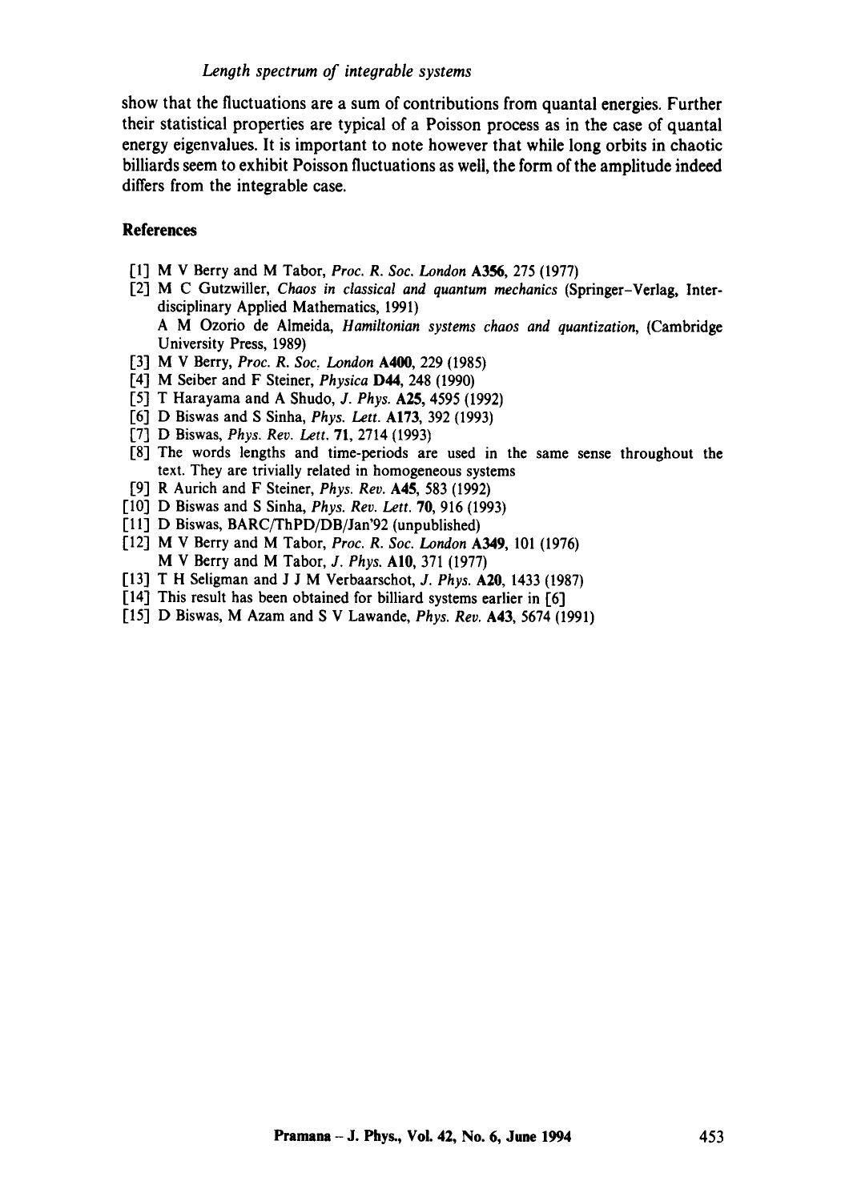show that the fluctuations are a sum of contributions from quantal energies. Further their statistical properties are typical of a Poisson process as in the case of quantal energy eigenvalues. It is important to note however that while long orbits in chaotic billiards seem to exhibit Poisson fluctuations as well, the form of the amplitude indeed differs from the integrable case.

## References

[1] M V Berry and M Tabor, *Proc. R. Soc. London* **A356**, 275 (1977)

[2] M C Gutzwiller, *Chaos in classical and quantum mechanics* (Springer–Verlag, Interdisciplinary Applied Mathematics, 1991)
A M Ozorio de Almeida, *Hamiltonian systems chaos and quantization*, (Cambridge University Press, 1989)

[3] M V Berry, *Proc. R. Soc. London* **A400**, 229 (1985)

[4] M Seiber and F Steiner, *Physica* **D44**, 248 (1990)

[5] T Harayama and A Shudo, *J. Phys.* **A25**, 4595 (1992)

[6] D Biswas and S Sinha, *Phys. Lett.* **A173**, 392 (1993)

[7] D Biswas, *Phys. Rev. Lett.* **71**, 2714 (1993)

[8] The words lengths and time-periods are used in the same sense throughout the text. They are trivially related in homogeneous systems

[9] R Aurich and F Steiner, *Phys. Rev.* **A45**, 583 (1992)

[10] D Biswas and S Sinha, *Phys. Rev. Lett.* **70**, 916 (1993)

[11] D Biswas, BARC/ThPD/DB/Jan'92 (unpublished)

[12] M V Berry and M Tabor, *Proc. R. Soc. London* **A349**, 101 (1976)
M V Berry and M Tabor, *J. Phys.* **A10**, 371 (1977)

[13] T H Seligman and J J M Verbaarschot, *J. Phys.* **A20**, 1433 (1987)

[14] This result has been obtained for billiard systems earlier in [6]

[15] D Biswas, M Azam and S V Lawande, *Phys. Rev.* **A43**, 5674 (1991)